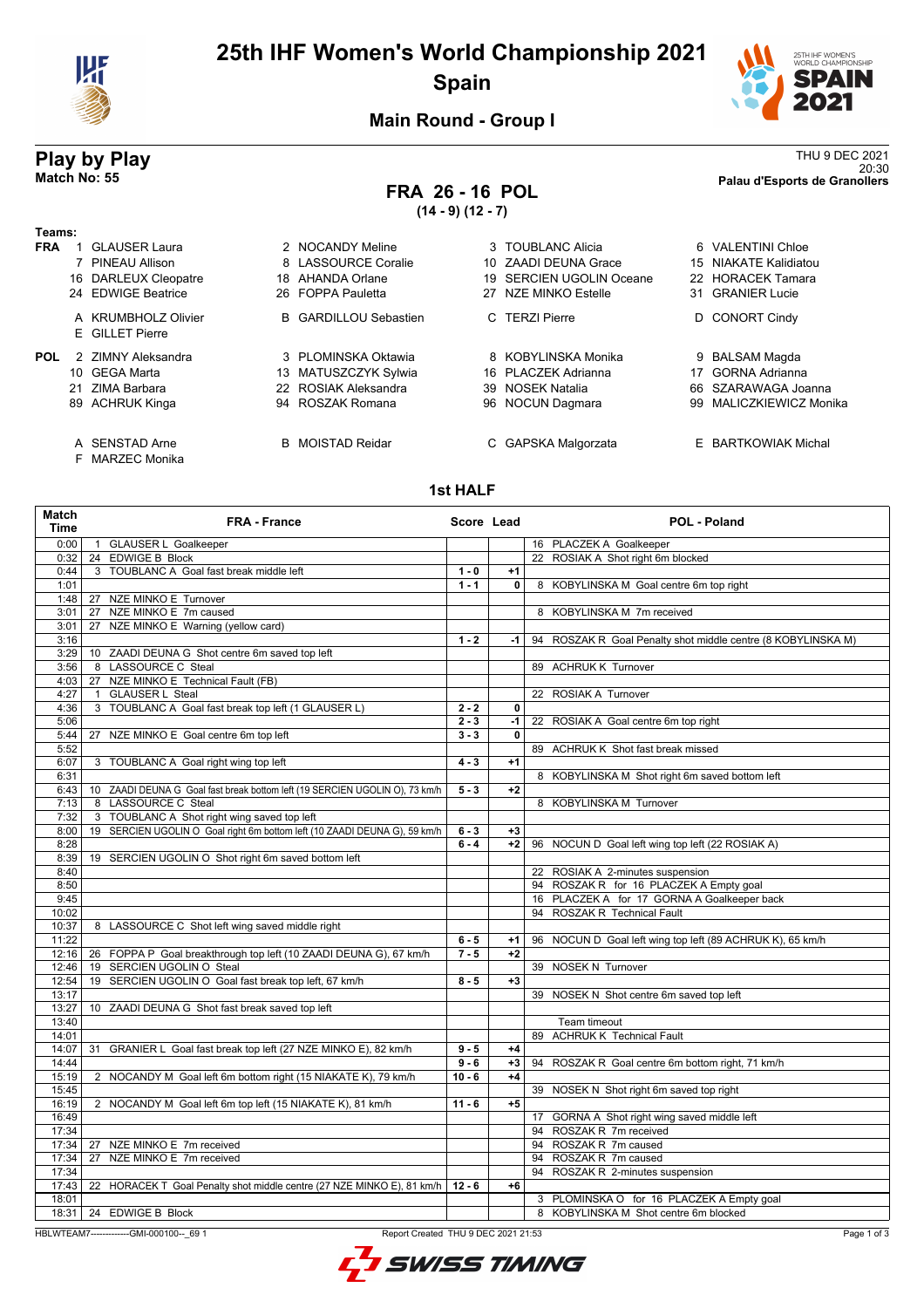# 25th IHF Women's World Championship 2021

## Spain

### Main Round - Group I

## Play by Play

**Match No: 55**

THU 9 DEC 2021
20:30
**Palau d'Esports de Granollers**

## FRA 26 - 16 POL

**(14 - 9) (12 - 7)**

**Teams:**

**FRA**

1 GLAUSER Laura, 2 NOCANDY Meline, 3 TOUBLANC Alicia, 6 VALENTINI Chloe
7 PINEAU Allison, 8 LASSOURCE Coralie, 10 ZAADI DEUNA Grace, 15 NIAKATE Kalidiatou
16 DARLEUX Cleopatre, 18 AHANDA Orlane, 19 SERCIEN UGOLIN Oceane, 22 HORACEK Tamara
24 EDWIGE Beatrice, 26 FOPPA Pauletta, 27 NZE MINKO Estelle, 31 GRANIER Lucie

A KRUMBHOLZ Olivier, B GARDILLOU Sebastien, C TERZI Pierre, D CONORT Cindy
E GILLET Pierre

**POL**

2 ZIMNY Aleksandra, 3 PLOMINSKA Oktawia, 8 KOBYLINSKA Monika, 9 BALSAM Magda
10 GEGA Marta, 13 MATUSZCZYK Sylwia, 16 PLACZEK Adrianna, 17 GORNA Adrianna
21 ZIMA Barbara, 22 ROSIAK Aleksandra, 39 NOSEK Natalia, 66 SZARAWAGA Joanna
89 ACHRUK Kinga, 94 ROSZAK Romana, 96 NOCUN Dagmara, 99 MALICZKIEWICZ Monika

A SENSTAD Arne, B MOISTAD Reidar, C GAPSKA Malgorzata, E BARTKOWIAK Michal
F MARZEC Monika

### 1st HALF

| Match Time | FRA - France | Score | Lead | POL - Poland |
|---|---|---|---|---|
| 0:00 | 1 GLAUSER L Goalkeeper | | | 16 PLACZEK A Goalkeeper |
| 0:32 | 24 EDWIGE B Block | | | 22 ROSIAK A Shot right 6m blocked |
| 0:44 | 3 TOUBLANC A Goal fast break middle left | 1 - 0 | +1 | |
| 1:01 | | 1 - 1 | 0 | 8 KOBYLINSKA M Goal centre 6m top right |
| 1:48 | 27 NZE MINKO E Turnover | | | |
| 3:01 | 27 NZE MINKO E 7m caused | | | 8 KOBYLINSKA M 7m received |
| 3:01 | 27 NZE MINKO E Warning (yellow card) | | | |
| 3:16 | | 1 - 2 | -1 | 94 ROSZAK R Goal Penalty shot middle centre (8 KOBYLINSKA M) |
| 3:29 | 10 ZAADI DEUNA G Shot centre 6m saved top left | | | |
| 3:56 | 8 LASSOURCE C Steal | | | 89 ACHRUK K Turnover |
| 4:03 | 27 NZE MINKO E Technical Fault (FB) | | | |
| 4:27 | 1 GLAUSER L Steal | | | 22 ROSIAK A Turnover |
| 4:36 | 3 TOUBLANC A Goal fast break top left (1 GLAUSER L) | 2 - 2 | 0 | |
| 5:06 | | 2 - 3 | -1 | 22 ROSIAK A Goal centre 6m top right |
| 5:44 | 27 NZE MINKO E Goal centre 6m top left | 3 - 3 | 0 | |
| 5:52 | | | | 89 ACHRUK K Shot fast break missed |
| 6:07 | 3 TOUBLANC A Goal right wing top left | 4 - 3 | +1 | |
| 6:31 | | | | 8 KOBYLINSKA M Shot right 6m saved bottom left |
| 6:43 | 10 ZAADI DEUNA G Goal fast break bottom left (19 SERCIEN UGOLIN O), 73 km/h | 5 - 3 | +2 | |
| 7:13 | 8 LASSOURCE C Steal | | | 8 KOBYLINSKA M Turnover |
| 7:32 | 3 TOUBLANC A Shot right wing saved top left | | | |
| 8:00 | 19 SERCIEN UGOLIN O Goal right 6m bottom left (10 ZAADI DEUNA G), 59 km/h | 6 - 3 | +3 | |
| 8:28 | | 6 - 4 | +2 | 96 NOCUN D Goal left wing top left (22 ROSIAK A) |
| 8:39 | 19 SERCIEN UGOLIN O Shot right 6m saved bottom left | | | |
| 8:40 | | | | 22 ROSIAK A 2-minutes suspension |
| 8:50 | | | | 94 ROSZAK R for 16 PLACZEK A Empty goal |
| 9:45 | | | | 16 PLACZEK A for 17 GORNA A Goalkeeper back |
| 10:02 | | | | 94 ROSZAK R Technical Fault |
| 10:37 | 8 LASSOURCE C Shot left wing saved middle right | | | |
| 11:22 | | 6 - 5 | +1 | 96 NOCUN D Goal left wing top left (89 ACHRUK K), 65 km/h |
| 12:16 | 26 FOPPA P Goal breakthrough top left (10 ZAADI DEUNA G), 67 km/h | 7 - 5 | +2 | |
| 12:46 | 19 SERCIEN UGOLIN O Steal | | | 39 NOSEK N Turnover |
| 12:54 | 19 SERCIEN UGOLIN O Goal fast break top left, 67 km/h | 8 - 5 | +3 | |
| 13:17 | | | | 39 NOSEK N Shot centre 6m saved top left |
| 13:27 | 10 ZAADI DEUNA G Shot fast break saved top left | | | |
| 13:40 | | | | Team timeout |
| 14:01 | | | | 89 ACHRUK K Technical Fault |
| 14:07 | 31 GRANIER L Goal fast break top left (27 NZE MINKO E), 82 km/h | 9 - 5 | +4 | |
| 14:44 | | 9 - 6 | +3 | 94 ROSZAK R Goal centre 6m bottom right, 71 km/h |
| 15:19 | 2 NOCANDY M Goal left 6m bottom right (15 NIAKATE K), 79 km/h | 10 - 6 | +4 | |
| 15:45 | | | | 39 NOSEK N Shot right 6m saved top right |
| 16:19 | 2 NOCANDY M Goal left 6m top left (15 NIAKATE K), 81 km/h | 11 - 6 | +5 | |
| 16:49 | | | | 17 GORNA A Shot right wing saved middle left |
| 17:34 | | | | 94 ROSZAK R 7m received |
| 17:34 | 27 NZE MINKO E 7m received | | | 94 ROSZAK R 7m caused |
| 17:34 | 27 NZE MINKO E 7m received | | | 94 ROSZAK R 7m caused |
| 17:34 | | | | 94 ROSZAK R 2-minutes suspension |
| 17:43 | 22 HORACEK T Goal Penalty shot middle centre (27 NZE MINKO E), 81 km/h | 12 - 6 | +6 | |
| 18:01 | | | | 3 PLOMINSKA O for 16 PLACZEK A Empty goal |
| 18:31 | 24 EDWIGE B Block | | | 8 KOBYLINSKA M Shot centre 6m blocked |

HBLWTEAM7-------------GMI-000100--_69 1 Report Created THU 9 DEC 2021 21:53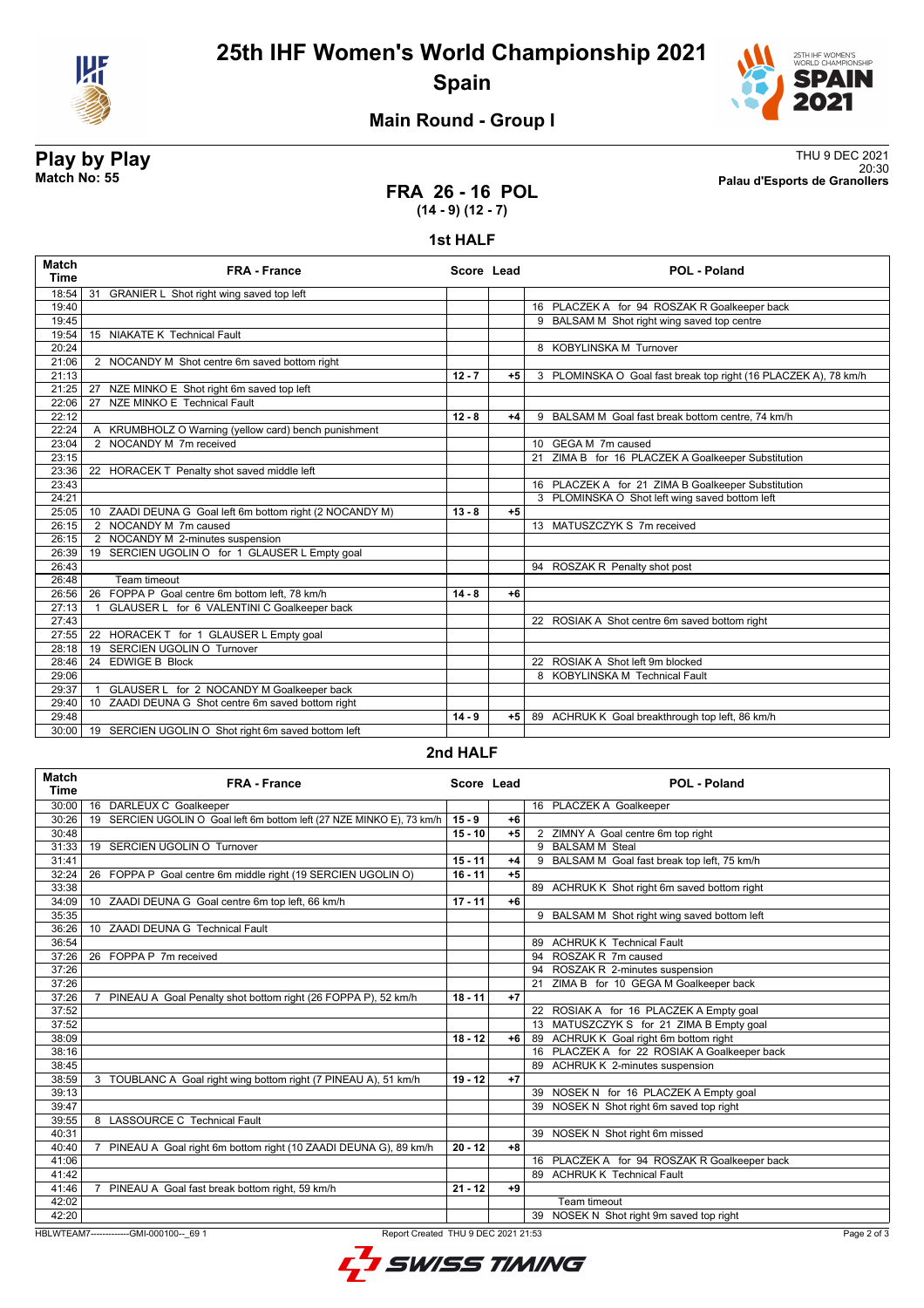# 25th IHF Women's World Championship 2021
## Spain

### Main Round - Group I

**Play by Play**
**Match No: 55**

THU 9 DEC 2021
20:30
**Palau d'Esports de Granollers**

## FRA 26 - 16 POL
**(14 - 9) (12 - 7)**

### 1st HALF

| Match Time | FRA - France | Score | Lead | POL - Poland |
|---|---|---|---|---|
| 18:54 | 31 GRANIER L Shot right wing saved top left | | | |
| 19:40 | | | | 16 PLACZEK A for 94 ROSZAK R Goalkeeper back |
| 19:45 | | | | 9 BALSAM M Shot right wing saved top centre |
| 19:54 | 15 NIAKATE K Technical Fault | | | |
| 20:24 | | | | 8 KOBYLINSKA M Turnover |
| 21:06 | 2 NOCANDY M Shot centre 6m saved bottom right | | | |
| 21:13 | | 12 - 7 | +5 | 3 PLOMINSKA O Goal fast break top right (16 PLACZEK A), 78 km/h |
| 21:25 | 27 NZE MINKO E Shot right 6m saved top left | | | |
| 22:06 | 27 NZE MINKO E Technical Fault | | | |
| 22:12 | | 12 - 8 | +4 | 9 BALSAM M Goal fast break bottom centre, 74 km/h |
| 22:24 | A KRUMBHOLZ O Warning (yellow card) bench punishment | | | |
| 23:04 | 2 NOCANDY M 7m received | | | 10 GEGA M 7m caused |
| 23:15 | | | | 21 ZIMA B for 16 PLACZEK A Goalkeeper Substitution |
| 23:36 | 22 HORACEK T Penalty shot saved middle left | | | |
| 23:43 | | | | 16 PLACZEK A for 21 ZIMA B Goalkeeper Substitution |
| 24:21 | | | | 3 PLOMINSKA O Shot left wing saved bottom left |
| 25:05 | 10 ZAADI DEUNA G Goal left 6m bottom right (2 NOCANDY M) | 13 - 8 | +5 | |
| 26:15 | 2 NOCANDY M 7m caused | | | 13 MATUSZCZYK S 7m received |
| 26:15 | 2 NOCANDY M 2-minutes suspension | | | |
| 26:39 | 19 SERCIEN UGOLIN O for 1 GLAUSER L Empty goal | | | |
| 26:43 | | | | 94 ROSZAK R Penalty shot post |
| 26:48 | Team timeout | | | |
| 26:56 | 26 FOPPA P Goal centre 6m bottom left, 78 km/h | 14 - 8 | +6 | |
| 27:13 | 1 GLAUSER L for 6 VALENTINI C Goalkeeper back | | | |
| 27:43 | | | | 22 ROSIAK A Shot centre 6m saved bottom right |
| 27:55 | 22 HORACEK T for 1 GLAUSER L Empty goal | | | |
| 28:18 | 19 SERCIEN UGOLIN O Turnover | | | |
| 28:46 | 24 EDWIGE B Block | | | 22 ROSIAK A Shot left 9m blocked |
| 29:06 | | | | 8 KOBYLINSKA M Technical Fault |
| 29:37 | 1 GLAUSER L for 2 NOCANDY M Goalkeeper back | | | |
| 29:40 | 10 ZAADI DEUNA G Shot centre 6m saved bottom right | | | |
| 29:48 | | 14 - 9 | +5 | 89 ACHRUK K Goal breakthrough top left, 86 km/h |
| 30:00 | 19 SERCIEN UGOLIN O Shot right 6m saved bottom left | | | |

### 2nd HALF

| Match Time | FRA - France | Score | Lead | POL - Poland |
|---|---|---|---|---|
| 30:00 | 16 DARLEUX C Goalkeeper | | | 16 PLACZEK A Goalkeeper |
| 30:26 | 19 SERCIEN UGOLIN O Goal left 6m bottom left (27 NZE MINKO E), 73 km/h | 15 - 9 | +6 | |
| 30:48 | | 15 - 10 | +5 | 2 ZIMNY A Goal centre 6m top right |
| 31:33 | 19 SERCIEN UGOLIN O Turnover | | | 9 BALSAM M Steal |
| 31:41 | | 15 - 11 | +4 | 9 BALSAM M Goal fast break top left, 75 km/h |
| 32:24 | 26 FOPPA P Goal centre 6m middle right (19 SERCIEN UGOLIN O) | 16 - 11 | +5 | |
| 33:38 | | | | 89 ACHRUK K Shot right 6m saved bottom right |
| 34:09 | 10 ZAADI DEUNA G Goal centre 6m top left, 66 km/h | 17 - 11 | +6 | |
| 35:35 | | | | 9 BALSAM M Shot right wing saved bottom left |
| 36:26 | 10 ZAADI DEUNA G Technical Fault | | | |
| 36:54 | | | | 89 ACHRUK K Technical Fault |
| 37:26 | 26 FOPPA P 7m received | | | 94 ROSZAK R 7m caused |
| 37:26 | | | | 94 ROSZAK R 2-minutes suspension |
| 37:26 | | | | 21 ZIMA B for 10 GEGA M Goalkeeper back |
| 37:26 | 7 PINEAU A Goal Penalty shot bottom right (26 FOPPA P), 52 km/h | 18 - 11 | +7 | |
| 37:52 | | | | 22 ROSIAK A for 16 PLACZEK A Empty goal |
| 37:52 | | | | 13 MATUSZCZYK S for 21 ZIMA B Empty goal |
| 38:09 | | 18 - 12 | +6 | 89 ACHRUK K Goal right 6m bottom right |
| 38:16 | | | | 16 PLACZEK A for 22 ROSIAK A Goalkeeper back |
| 38:45 | | | | 89 ACHRUK K 2-minutes suspension |
| 38:59 | 3 TOUBLANC A Goal right wing bottom right (7 PINEAU A), 51 km/h | 19 - 12 | +7 | |
| 39:13 | | | | 39 NOSEK N for 16 PLACZEK A Empty goal |
| 39:47 | | | | 39 NOSEK N Shot right 6m saved top right |
| 39:55 | 8 LASSOURCE C Technical Fault | | | |
| 40:31 | | | | 39 NOSEK N Shot right 6m missed |
| 40:40 | 7 PINEAU A Goal right 6m bottom right (10 ZAADI DEUNA G), 89 km/h | 20 - 12 | +8 | |
| 41:06 | | | | 16 PLACZEK A for 94 ROSZAK R Goalkeeper back |
| 41:42 | | | | 89 ACHRUK K Technical Fault |
| 41:46 | 7 PINEAU A Goal fast break bottom right, 59 km/h | 21 - 12 | +9 | |
| 42:02 | | | | Team timeout |
| 42:20 | | | | 39 NOSEK N Shot right 9m saved top right |

HBLWTEAM7-------------GMI-000100--_69 1 Report Created THU 9 DEC 2021 21:53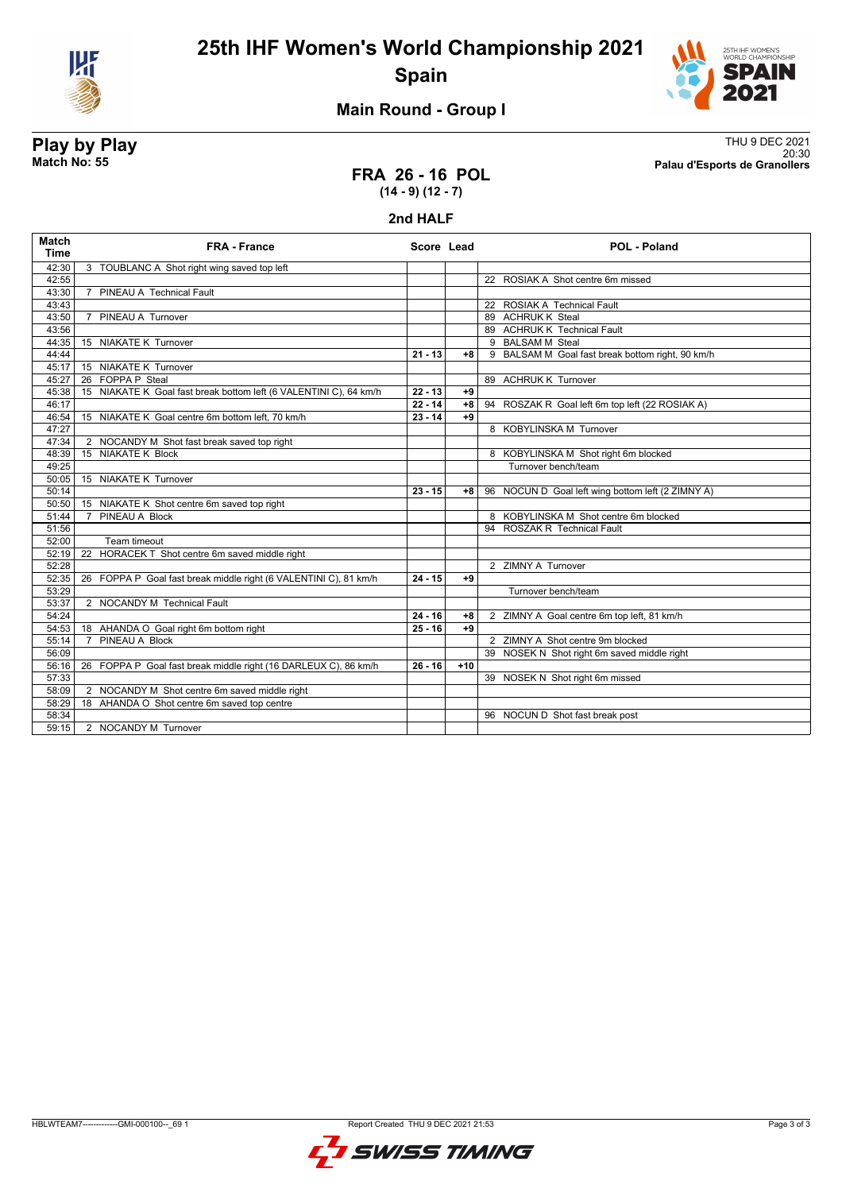# 25th IHF Women's World Championship 2021

## Spain

### Main Round - Group I

**Play by Play**
**Match No: 55**

THU 9 DEC 2021
20:30
**Palau d'Esports de Granollers**

## FRA 26 - 16 POL

**(14 - 9) (12 - 7)**

### 2nd HALF

| Match Time | FRA - France | Score | Lead | POL - Poland |
|---|---|---|---|---|
| 42:30 | 3 TOUBLANC A Shot right wing saved top left | | | |
| 42:55 | | | | 22 ROSIAK A Shot centre 6m missed |
| 43:30 | 7 PINEAU A Technical Fault | | | |
| 43:43 | | | | 22 ROSIAK A Technical Fault |
| 43:50 | 7 PINEAU A Turnover | | | 89 ACHRUK K Steal |
| 43:56 | | | | 89 ACHRUK K Technical Fault |
| 44:35 | 15 NIAKATE K Turnover | | | 9 BALSAM M Steal |
| 44:44 | | 21 - 13 | +8 | 9 BALSAM M Goal fast break bottom right, 90 km/h |
| 45:17 | 15 NIAKATE K Turnover | | | |
| 45:27 | 26 FOPPA P Steal | | | 89 ACHRUK K Turnover |
| 45:38 | 15 NIAKATE K Goal fast break bottom left (6 VALENTINI C), 64 km/h | 22 - 13 | +9 | |
| 46:17 | | 22 - 14 | +8 | 94 ROSZAK R Goal left 6m top left (22 ROSIAK A) |
| 46:54 | 15 NIAKATE K Goal centre 6m bottom left, 70 km/h | 23 - 14 | +9 | |
| 47:27 | | | | 8 KOBYLINSKA M Turnover |
| 47:34 | 2 NOCANDY M Shot fast break saved top right | | | |
| 48:39 | 15 NIAKATE K Block | | | 8 KOBYLINSKA M Shot right 6m blocked |
| 49:25 | | | | Turnover bench/team |
| 50:05 | 15 NIAKATE K Turnover | | | |
| 50:14 | | 23 - 15 | +8 | 96 NOCUN D Goal left wing bottom left (2 ZIMNY A) |
| 50:50 | 15 NIAKATE K Shot centre 6m saved top right | | | |
| 51:44 | 7 PINEAU A Block | | | 8 KOBYLINSKA M Shot centre 6m blocked |
| 51:56 | | | | 94 ROSZAK R Technical Fault |
| 52:00 | Team timeout | | | |
| 52:19 | 22 HORACEK T Shot centre 6m saved middle right | | | |
| 52:28 | | | | 2 ZIMNY A Turnover |
| 52:35 | 26 FOPPA P Goal fast break middle right (6 VALENTINI C), 81 km/h | 24 - 15 | +9 | |
| 53:29 | | | | Turnover bench/team |
| 53:37 | 2 NOCANDY M Technical Fault | | | |
| 54:24 | | 24 - 16 | +8 | 2 ZIMNY A Goal centre 6m top left, 81 km/h |
| 54:53 | 18 AHANDA O Goal right 6m bottom right | 25 - 16 | +9 | |
| 55:14 | 7 PINEAU A Block | | | 2 ZIMNY A Shot centre 9m blocked |
| 56:09 | | | | 39 NOSEK N Shot right 6m saved middle right |
| 56:16 | 26 FOPPA P Goal fast break middle right (16 DARLEUX C), 86 km/h | 26 - 16 | +10 | |
| 57:33 | | | | 39 NOSEK N Shot right 6m missed |
| 58:09 | 2 NOCANDY M Shot centre 6m saved middle right | | | |
| 58:29 | 18 AHANDA O Shot centre 6m saved top centre | | | |
| 58:34 | | | | 96 NOCUN D Shot fast break post |
| 59:15 | 2 NOCANDY M Turnover | | | |

HBLWTEAM7-------------GMI-000100--_69 1 Report Created THU 9 DEC 2021 21:53